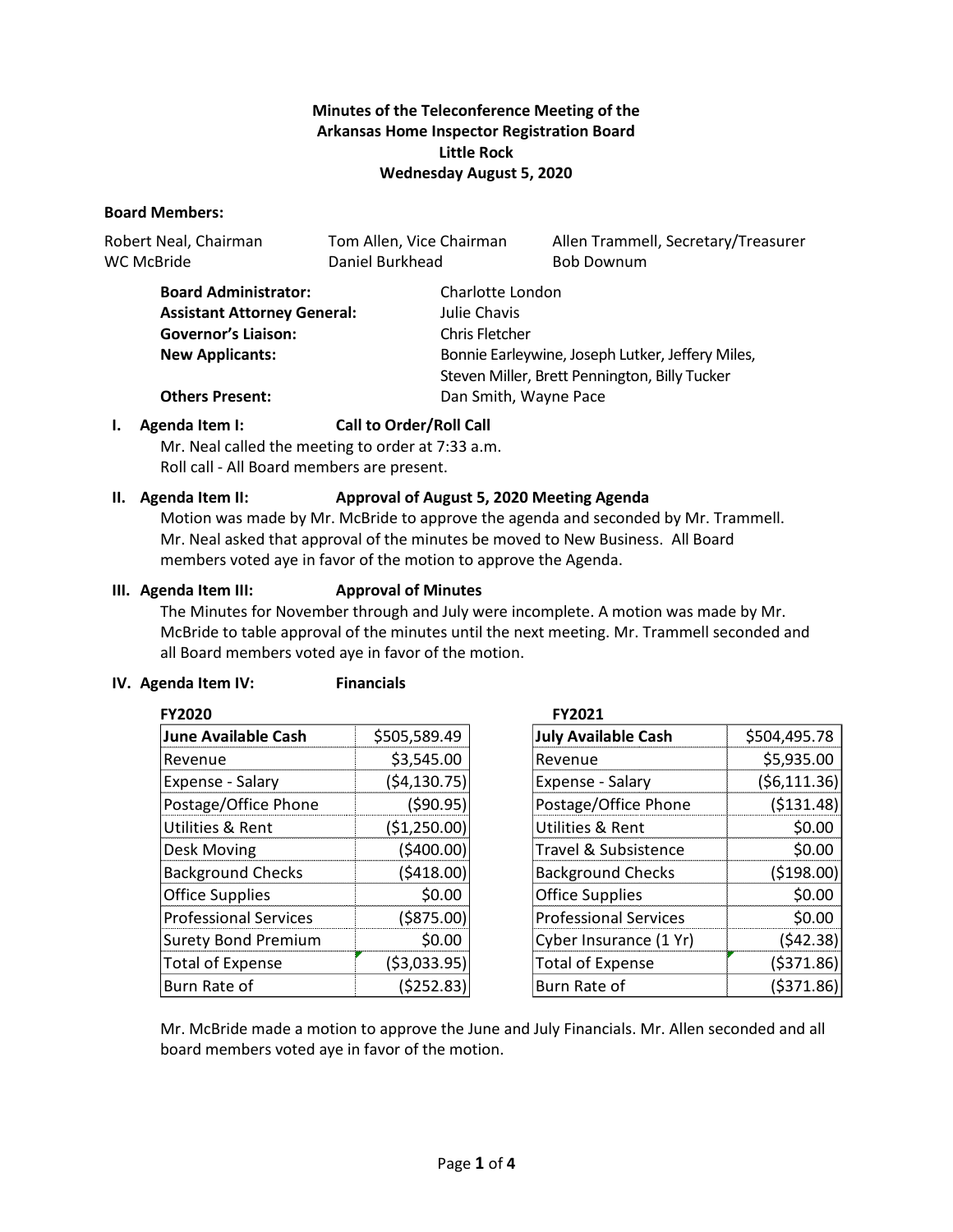**Minutes of the Teleconference Meeting of the**
**Arkansas Home Inspector Registration Board**
**Little Rock**
**Wednesday August 5, 2020**

**Board Members:**

Robert Neal, Chairman
Tom Allen, Vice Chairman
Allen Trammell, Secretary/Treasurer
WC McBride
Daniel Burkhead
Bob Downum

**Board Administrator:** Charlotte London
**Assistant Attorney General:** Julie Chavis
**Governor's Liaison:** Chris Fletcher
**New Applicants:** Bonnie Earleywine, Joseph Lutker, Jeffery Miles, Steven Miller, Brett Pennington, Billy Tucker
**Others Present:** Dan Smith, Wayne Pace

**I. Agenda Item I: Call to Order/Roll Call**

Mr. Neal called the meeting to order at 7:33 a.m.
Roll call - All Board members are present.

**II. Agenda Item II: Approval of August 5, 2020 Meeting Agenda**

Motion was made by Mr. McBride to approve the agenda and seconded by Mr. Trammell. Mr. Neal asked that approval of the minutes be moved to New Business. All Board members voted aye in favor of the motion to approve the Agenda.

**III. Agenda Item III: Approval of Minutes**

The Minutes for November through and July were incomplete. A motion was made by Mr. McBride to table approval of the minutes until the next meeting. Mr. Trammell seconded and all Board members voted aye in favor of the motion.

**IV. Agenda Item IV: Financials**

**FY2020**

| **June Available Cash** | $505,589.49 |
|---|---|
| Revenue | $3,545.00 |
| Expense - Salary | ($4,130.75) |
| Postage/Office Phone | ($90.95) |
| Utilities & Rent | ($1,250.00) |
| Desk Moving | ($400.00) |
| Background Checks | ($418.00) |
| Office Supplies | $0.00 |
| Professional Services | ($875.00) |
| Surety Bond Premium | $0.00 |
| Total of Expense | ($3,033.95) |
| Burn Rate of | ($252.83) |

**FY2021**

| **July Available Cash** | $504,495.78 |
|---|---|
| Revenue | $5,935.00 |
| Expense - Salary | ($6,111.36) |
| Postage/Office Phone | ($131.48) |
| Utilities & Rent | $0.00 |
| Travel & Subsistence | $0.00 |
| Background Checks | ($198.00) |
| Office Supplies | $0.00 |
| Professional Services | $0.00 |
| Cyber Insurance (1 Yr) | ($42.38) |
| Total of Expense | ($371.86) |
| Burn Rate of | ($371.86) |

Mr. McBride made a motion to approve the June and July Financials. Mr. Allen seconded and all board members voted aye in favor of the motion.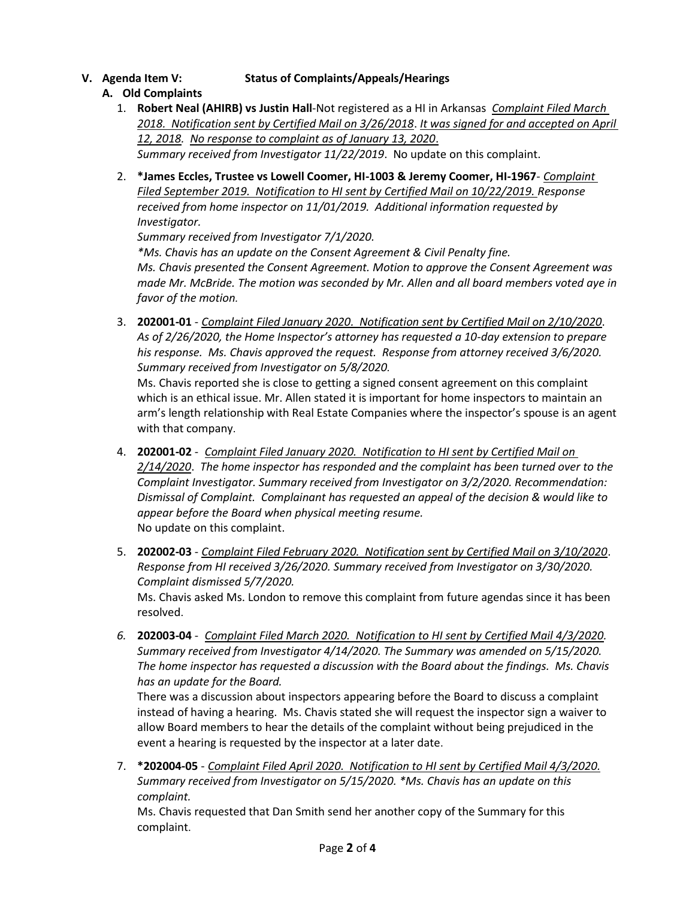## V. Agenda Item V: Status of Complaints/Appeals/Hearings

### A. Old Complaints

1. **Robert Neal (AHIRB) vs Justin Hall**-Not registered as a HI in Arkansas *Complaint Filed March 2018. Notification sent by Certified Mail on 3/26/2018*. *It was signed for and accepted on April 12, 2018*. *No response to complaint as of January 13, 2020*.
   *Summary received from Investigator 11/22/2019*. No update on this complaint.

2. **\*James Eccles, Trustee vs Lowell Coomer, HI-1003 & Jeremy Coomer, HI-1967**- *Complaint Filed September 2019. Notification to HI sent by Certified Mail on 10/22/2019. Response received from home inspector on 11/01/2019. Additional information requested by Investigator.*
   *Summary received from Investigator 7/1/2020.*
   *\*Ms. Chavis has an update on the Consent Agreement & Civil Penalty fine.*
   *Ms. Chavis presented the Consent Agreement. Motion to approve the Consent Agreement was made Mr. McBride. The motion was seconded by Mr. Allen and all board members voted aye in favor of the motion.*

3. **202001-01** - *Complaint Filed January 2020. Notification sent by Certified Mail on 2/10/2020. As of 2/26/2020, the Home Inspector's attorney has requested a 10-day extension to prepare his response. Ms. Chavis approved the request. Response from attorney received 3/6/2020. Summary received from Investigator on 5/8/2020.*
   Ms. Chavis reported she is close to getting a signed consent agreement on this complaint which is an ethical issue. Mr. Allen stated it is important for home inspectors to maintain an arm's length relationship with Real Estate Companies where the inspector's spouse is an agent with that company.

4. **202001-02** - *Complaint Filed January 2020. Notification to HI sent by Certified Mail on 2/14/2020. The home inspector has responded and the complaint has been turned over to the Complaint Investigator. Summary received from Investigator on 3/2/2020. Recommendation: Dismissal of Complaint. Complainant has requested an appeal of the decision & would like to appear before the Board when physical meeting resume.*
   No update on this complaint.

5. **202002-03** - *Complaint Filed February 2020. Notification sent by Certified Mail on 3/10/2020. Response from HI received 3/26/2020. Summary received from Investigator on 3/30/2020. Complaint dismissed 5/7/2020.*
   Ms. Chavis asked Ms. London to remove this complaint from future agendas since it has been resolved.

6. **202003-04** - *Complaint Filed March 2020. Notification to HI sent by Certified Mail 4/3/2020. Summary received from Investigator 4/14/2020. The Summary was amended on 5/15/2020. The home inspector has requested a discussion with the Board about the findings. Ms. Chavis has an update for the Board.*
   There was a discussion about inspectors appearing before the Board to discuss a complaint instead of having a hearing. Ms. Chavis stated she will request the inspector sign a waiver to allow Board members to hear the details of the complaint without being prejudiced in the event a hearing is requested by the inspector at a later date.

7. **\*202004-05** - *Complaint Filed April 2020. Notification to HI sent by Certified Mail 4/3/2020. Summary received from Investigator on 5/15/2020. \*Ms. Chavis has an update on this complaint.*
   Ms. Chavis requested that Dan Smith send her another copy of the Summary for this complaint.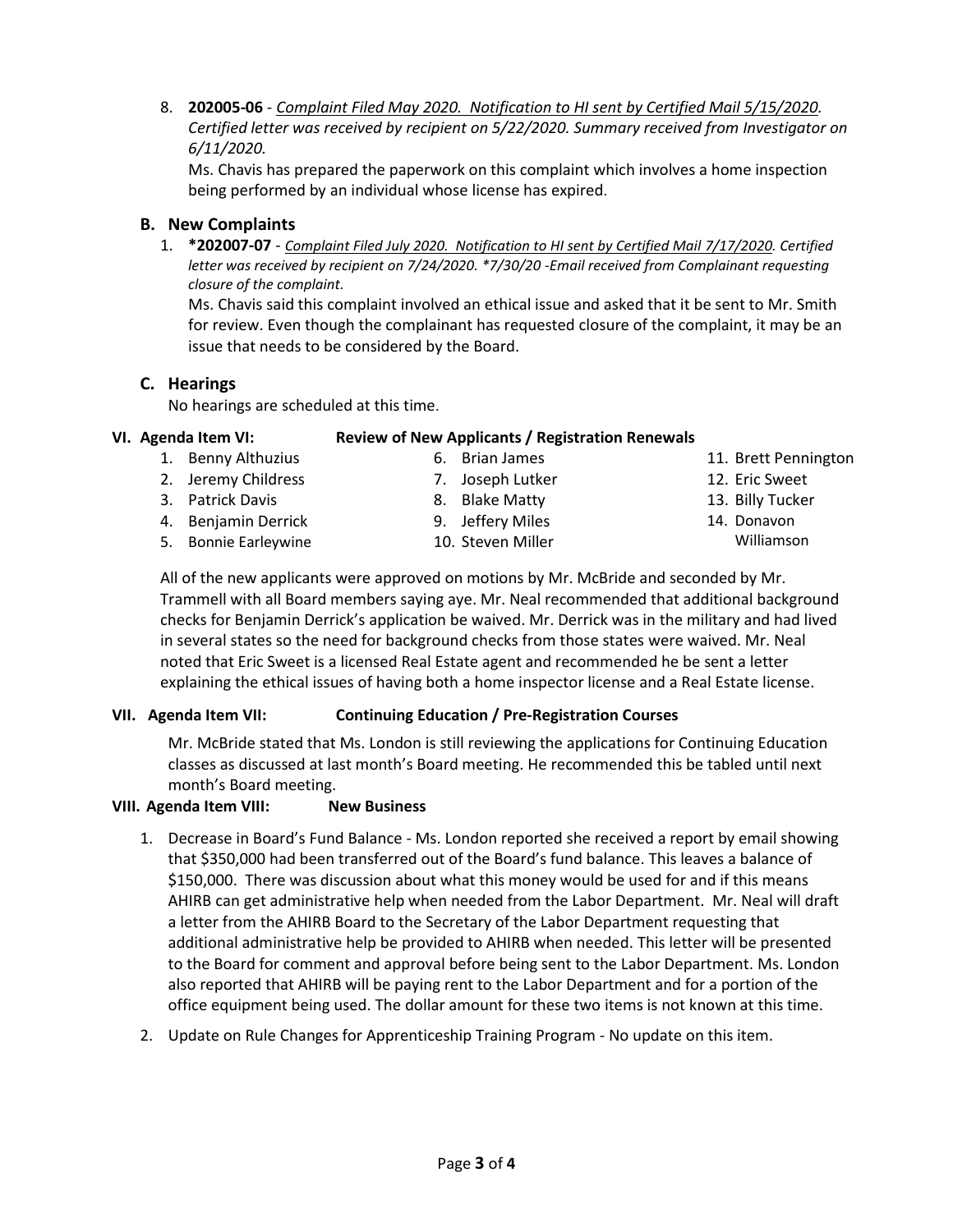8. **202005-06** - *Complaint Filed May 2020. Notification to HI sent by Certified Mail 5/15/2020. Certified letter was received by recipient on 5/22/2020. Summary received from Investigator on 6/11/2020.*

   Ms. Chavis has prepared the paperwork on this complaint which involves a home inspection being performed by an individual whose license has expired.

### B. New Complaints

1. ***202007-07** - *Complaint Filed July 2020. Notification to HI sent by Certified Mail 7/17/2020. Certified letter was received by recipient on 7/24/2020. *7/30/20 -Email received from Complainant requesting closure of the complaint.*

   Ms. Chavis said this complaint involved an ethical issue and asked that it be sent to Mr. Smith for review. Even though the complainant has requested closure of the complaint, it may be an issue that needs to be considered by the Board.

### C. Hearings

No hearings are scheduled at this time.

## VI. Agenda Item VI: Review of New Applicants / Registration Renewals

1. Benny Althuzius
2. Jeremy Childress
3. Patrick Davis
4. Benjamin Derrick
5. Bonnie Earleywine
6. Brian James
7. Joseph Lutker
8. Blake Matty
9. Jeffery Miles
10. Steven Miller
11. Brett Pennington
12. Eric Sweet
13. Billy Tucker
14. Donavon Williamson

All of the new applicants were approved on motions by Mr. McBride and seconded by Mr. Trammell with all Board members saying aye. Mr. Neal recommended that additional background checks for Benjamin Derrick's application be waived. Mr. Derrick was in the military and had lived in several states so the need for background checks from those states were waived. Mr. Neal noted that Eric Sweet is a licensed Real Estate agent and recommended he be sent a letter explaining the ethical issues of having both a home inspector license and a Real Estate license.

## VII. Agenda Item VII: Continuing Education / Pre-Registration Courses

Mr. McBride stated that Ms. London is still reviewing the applications for Continuing Education classes as discussed at last month's Board meeting. He recommended this be tabled until next month's Board meeting.

## VIII. Agenda Item VIII: New Business

1. Decrease in Board's Fund Balance - Ms. London reported she received a report by email showing that $350,000 had been transferred out of the Board's fund balance. This leaves a balance of $150,000. There was discussion about what this money would be used for and if this means AHIRB can get administrative help when needed from the Labor Department. Mr. Neal will draft a letter from the AHIRB Board to the Secretary of the Labor Department requesting that additional administrative help be provided to AHIRB when needed. This letter will be presented to the Board for comment and approval before being sent to the Labor Department. Ms. London also reported that AHIRB will be paying rent to the Labor Department and for a portion of the office equipment being used. The dollar amount for these two items is not known at this time.

2. Update on Rule Changes for Apprenticeship Training Program - No update on this item.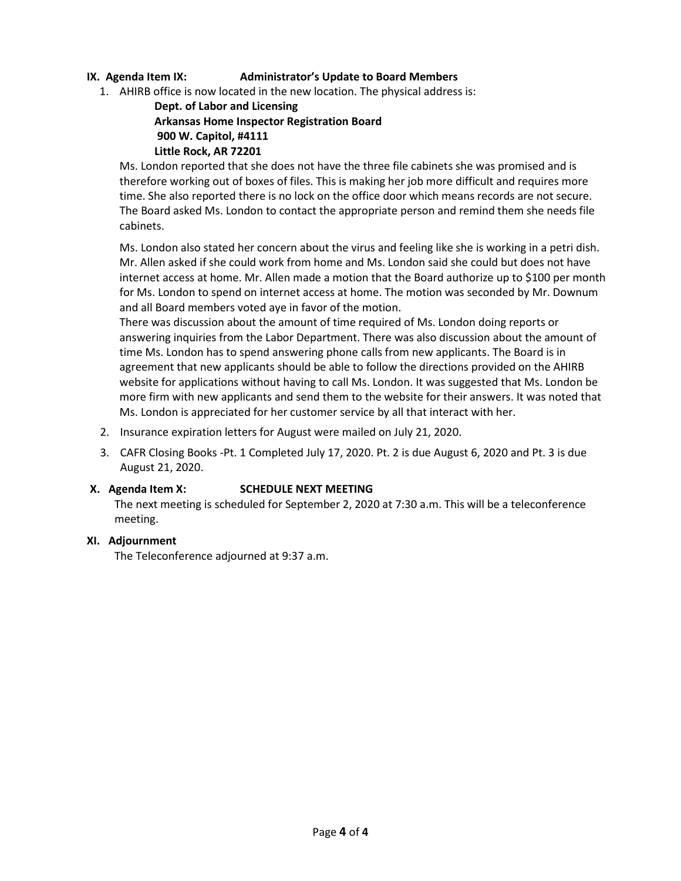**IX. Agenda Item IX: Administrator's Update to Board Members**

1. AHIRB office is now located in the new location. The physical address is:

   **Dept. of Labor and Licensing**
   **Arkansas Home Inspector Registration Board**
   **900 W. Capitol, #4111**
   **Little Rock, AR 72201**

   Ms. London reported that she does not have the three file cabinets she was promised and is therefore working out of boxes of files. This is making her job more difficult and requires more time. She also reported there is no lock on the office door which means records are not secure. The Board asked Ms. London to contact the appropriate person and remind them she needs file cabinets.

   Ms. London also stated her concern about the virus and feeling like she is working in a petri dish. Mr. Allen asked if she could work from home and Ms. London said she could but does not have internet access at home. Mr. Allen made a motion that the Board authorize up to $100 per month for Ms. London to spend on internet access at home. The motion was seconded by Mr. Downum and all Board members voted aye in favor of the motion.

   There was discussion about the amount of time required of Ms. London doing reports or answering inquiries from the Labor Department. There was also discussion about the amount of time Ms. London has to spend answering phone calls from new applicants. The Board is in agreement that new applicants should be able to follow the directions provided on the AHIRB website for applications without having to call Ms. London. It was suggested that Ms. London be more firm with new applicants and send them to the website for their answers. It was noted that Ms. London is appreciated for her customer service by all that interact with her.

2. Insurance expiration letters for August were mailed on July 21, 2020.

3. CAFR Closing Books -Pt. 1 Completed July 17, 2020. Pt. 2 is due August 6, 2020 and Pt. 3 is due August 21, 2020.

**X. Agenda Item X: SCHEDULE NEXT MEETING**

The next meeting is scheduled for September 2, 2020 at 7:30 a.m. This will be a teleconference meeting.

**XI. Adjournment**

The Teleconference adjourned at 9:37 a.m.